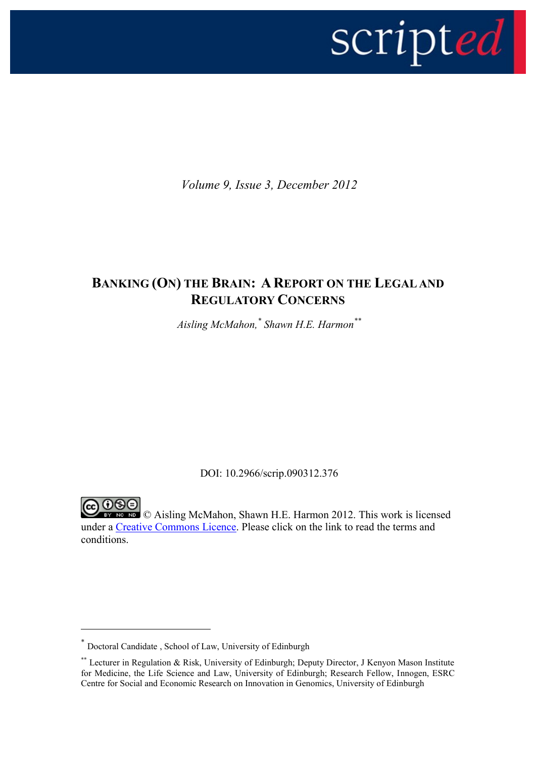*Volume 9, Issue 3, December 2012*

# BANKING (ON) THE BRAIN: A REPORT ON THE LEGAL AND REGULATORY CONCERNS

*Aisling McMahon,[*] Shawn H.E. Harmon[**]*

DOI: 10.2966/scrip.090312.376

© Aisling McMahon, Shawn H.E. Harmon 2012. This work is licensed under a Creative Commons Licence. Please click on the link to read the terms and conditions.

---

[*] Doctoral Candidate , School of Law, University of Edinburgh

[**] Lecturer in Regulation & Risk, University of Edinburgh; Deputy Director, J Kenyon Mason Institute for Medicine, the Life Science and Law, University of Edinburgh; Research Fellow, Innogen, ESRC Centre for Social and Economic Research on Innovation in Genomics, University of Edinburgh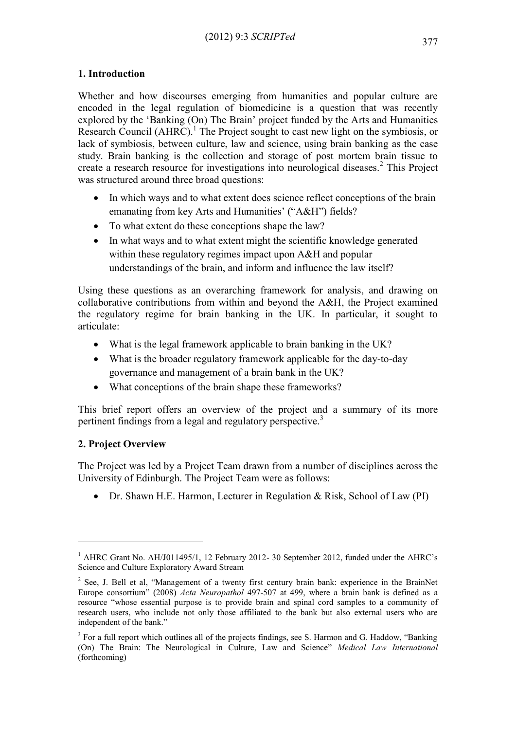## 1. Introduction

Whether and how discourses emerging from humanities and popular culture are encoded in the legal regulation of biomedicine is a question that was recently explored by the 'Banking (On) The Brain' project funded by the Arts and Humanities Research Council (AHRC).[1] The Project sought to cast new light on the symbiosis, or lack of symbiosis, between culture, law and science, using brain banking as the case study. Brain banking is the collection and storage of post mortem brain tissue to create a research resource for investigations into neurological diseases.[2] This Project was structured around three broad questions:

- In which ways and to what extent does science reflect conceptions of the brain emanating from key Arts and Humanities' ("A&H") fields?
- To what extent do these conceptions shape the law?
- In what ways and to what extent might the scientific knowledge generated within these regulatory regimes impact upon A&H and popular understandings of the brain, and inform and influence the law itself?

Using these questions as an overarching framework for analysis, and drawing on collaborative contributions from within and beyond the A&H, the Project examined the regulatory regime for brain banking in the UK. In particular, it sought to articulate:

- What is the legal framework applicable to brain banking in the UK?
- What is the broader regulatory framework applicable for the day-to-day governance and management of a brain bank in the UK?
- What conceptions of the brain shape these frameworks?

This brief report offers an overview of the project and a summary of its more pertinent findings from a legal and regulatory perspective.[3]

## 2. Project Overview

The Project was led by a Project Team drawn from a number of disciplines across the University of Edinburgh. The Project Team were as follows:

- Dr. Shawn H.E. Harmon, Lecturer in Regulation & Risk, School of Law (PI)

---

[1] AHRC Grant No. AH/J011495/1, 12 February 2012- 30 September 2012, funded under the AHRC's Science and Culture Exploratory Award Stream

[2] See, J. Bell et al, "Management of a twenty first century brain bank: experience in the BrainNet Europe consortium" (2008) *Acta Neuropathol* 497-507 at 499, where a brain bank is defined as a resource "whose essential purpose is to provide brain and spinal cord samples to a community of research users, who include not only those affiliated to the bank but also external users who are independent of the bank."

[3] For a full report which outlines all of the projects findings, see S. Harmon and G. Haddow, "Banking (On) The Brain: The Neurological in Culture, Law and Science" *Medical Law International* (forthcoming)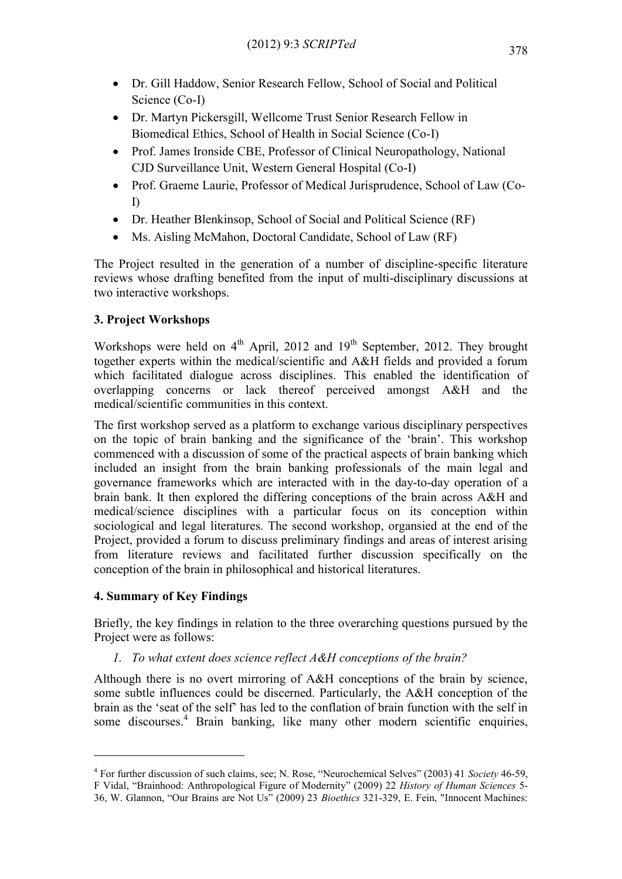- Dr. Gill Haddow, Senior Research Fellow, School of Social and Political Science (Co-I)
- Dr. Martyn Pickersgill, Wellcome Trust Senior Research Fellow in Biomedical Ethics, School of Health in Social Science (Co-I)
- Prof. James Ironside CBE, Professor of Clinical Neuropathology, National CJD Surveillance Unit, Western General Hospital (Co-I)
- Prof. Graeme Laurie, Professor of Medical Jurisprudence, School of Law (Co-I)
- Dr. Heather Blenkinsop, School of Social and Political Science (RF)
- Ms. Aisling McMahon, Doctoral Candidate, School of Law (RF)

The Project resulted in the generation of a number of discipline-specific literature reviews whose drafting benefited from the input of multi-disciplinary discussions at two interactive workshops.

## 3. Project Workshops

Workshops were held on 4th April, 2012 and 19th September, 2012. They brought together experts within the medical/scientific and A&H fields and provided a forum which facilitated dialogue across disciplines. This enabled the identification of overlapping concerns or lack thereof perceived amongst A&H and the medical/scientific communities in this context.

The first workshop served as a platform to exchange various disciplinary perspectives on the topic of brain banking and the significance of the 'brain'. This workshop commenced with a discussion of some of the practical aspects of brain banking which included an insight from the brain banking professionals of the main legal and governance frameworks which are interacted with in the day-to-day operation of a brain bank. It then explored the differing conceptions of the brain across A&H and medical/science disciplines with a particular focus on its conception within sociological and legal literatures. The second workshop, organsied at the end of the Project, provided a forum to discuss preliminary findings and areas of interest arising from literature reviews and facilitated further discussion specifically on the conception of the brain in philosophical and historical literatures.

## 4. Summary of Key Findings

Briefly, the key findings in relation to the three overarching questions pursued by the Project were as follows:

1. *To what extent does science reflect A&H conceptions of the brain?*

Although there is no overt mirroring of A&H conceptions of the brain by science, some subtle influences could be discerned. Particularly, the A&H conception of the brain as the 'seat of the self' has led to the conflation of brain function with the self in some discourses.[4] Brain banking, like many other modern scientific enquiries,

[4] For further discussion of such claims, see; N. Rose, "Neurochemical Selves" (2003) 41 *Society* 46-59, F Vidal, "Brainhood: Anthropological Figure of Modernity" (2009) 22 *History of Human Sciences* 5-36, W. Glannon, "Our Brains are Not Us" (2009) 23 *Bioethics* 321-329, E. Fein, "Innocent Machines: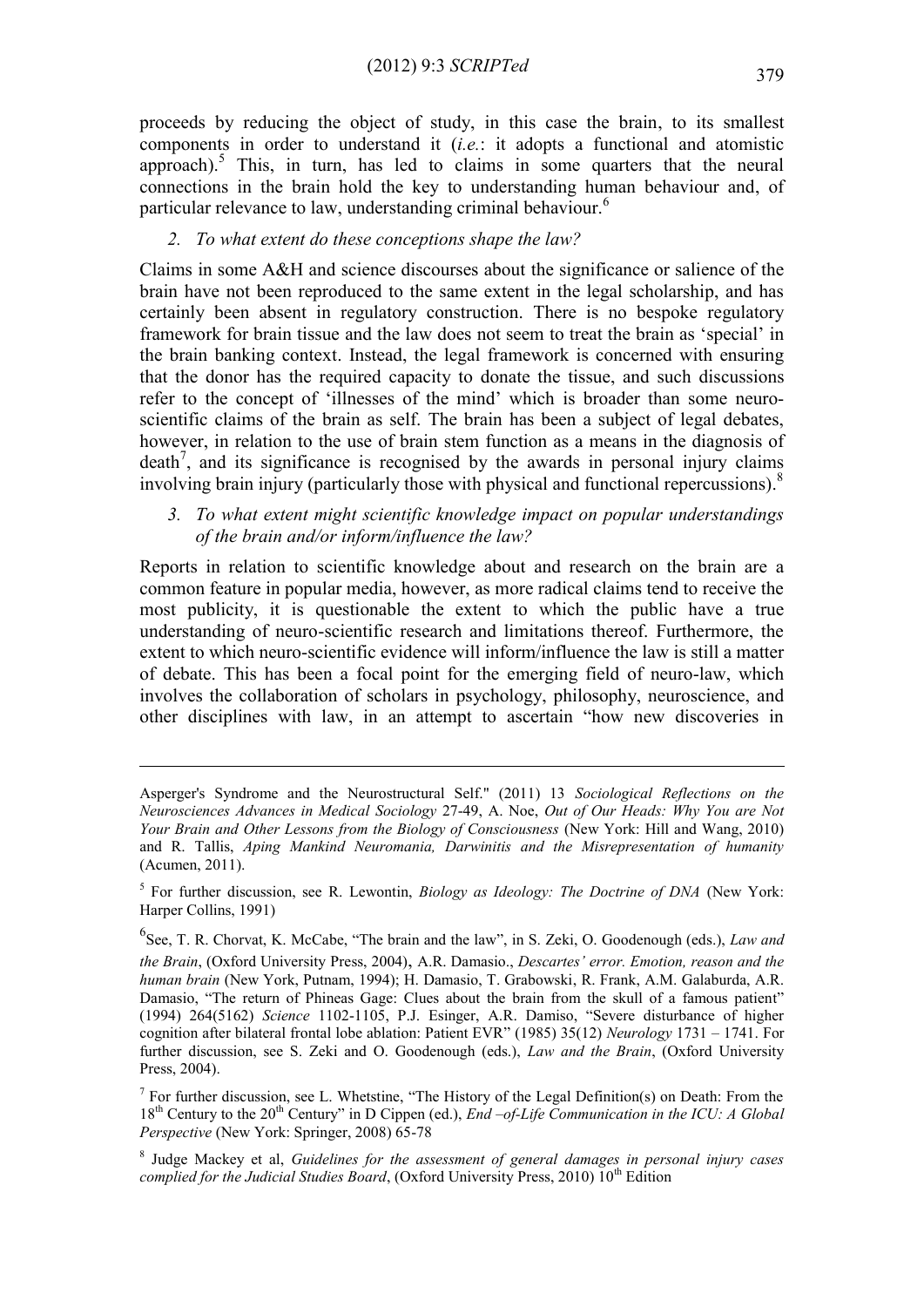proceeds by reducing the object of study, in this case the brain, to its smallest components in order to understand it (*i.e.*: it adopts a functional and atomistic approach).[5] This, in turn, has led to claims in some quarters that the neural connections in the brain hold the key to understanding human behaviour and, of particular relevance to law, understanding criminal behaviour.[6]

*2. To what extent do these conceptions shape the law?*

Claims in some A&H and science discourses about the significance or salience of the brain have not been reproduced to the same extent in the legal scholarship, and has certainly been absent in regulatory construction. There is no bespoke regulatory framework for brain tissue and the law does not seem to treat the brain as 'special' in the brain banking context. Instead, the legal framework is concerned with ensuring that the donor has the required capacity to donate the tissue, and such discussions refer to the concept of 'illnesses of the mind' which is broader than some neuro-scientific claims of the brain as self. The brain has been a subject of legal debates, however, in relation to the use of brain stem function as a means in the diagnosis of death[7], and its significance is recognised by the awards in personal injury claims involving brain injury (particularly those with physical and functional repercussions).[8]

*3. To what extent might scientific knowledge impact on popular understandings of the brain and/or inform/influence the law?*

Reports in relation to scientific knowledge about and research on the brain are a common feature in popular media, however, as more radical claims tend to receive the most publicity, it is questionable the extent to which the public have a true understanding of neuro-scientific research and limitations thereof. Furthermore, the extent to which neuro-scientific evidence will inform/influence the law is still a matter of debate. This has been a focal point for the emerging field of neuro-law, which involves the collaboration of scholars in psychology, philosophy, neuroscience, and other disciplines with law, in an attempt to ascertain "how new discoveries in

---

Asperger's Syndrome and the Neurostructural Self." (2011) 13 *Sociological Reflections on the Neurosciences Advances in Medical Sociology* 27-49, A. Noe, *Out of Our Heads: Why You are Not Your Brain and Other Lessons from the Biology of Consciousness* (New York: Hill and Wang, 2010) and R. Tallis, *Aping Mankind Neuromania, Darwinitis and the Misrepresentation of humanity* (Acumen, 2011).

[5] For further discussion, see R. Lewontin, *Biology as Ideology: The Doctrine of DNA* (New York: Harper Collins, 1991)

[6] See, T. R. Chorvat, K. McCabe, "The brain and the law", in S. Zeki, O. Goodenough (eds.), *Law and the Brain*, (Oxford University Press, 2004), A.R. Damasio., *Descartes' error. Emotion, reason and the human brain* (New York, Putnam, 1994); H. Damasio, T. Grabowski, R. Frank, A.M. Galaburda, A.R. Damasio, "The return of Phineas Gage: Clues about the brain from the skull of a famous patient" (1994) 264(5162) *Science* 1102-1105, P.J. Esinger, A.R. Damiso, "Severe disturbance of higher cognition after bilateral frontal lobe ablation: Patient EVR" (1985) 35(12) *Neurology* 1731 – 1741. For further discussion, see S. Zeki and O. Goodenough (eds.), *Law and the Brain*, (Oxford University Press, 2004).

[7] For further discussion, see L. Whetstine, "The History of the Legal Definition(s) on Death: From the 18th Century to the 20th Century" in D Cippen (ed.), *End –of-Life Communication in the ICU: A Global Perspective* (New York: Springer, 2008) 65-78

[8] Judge Mackey et al, *Guidelines for the assessment of general damages in personal injury cases complied for the Judicial Studies Board*, (Oxford University Press, 2010) 10th Edition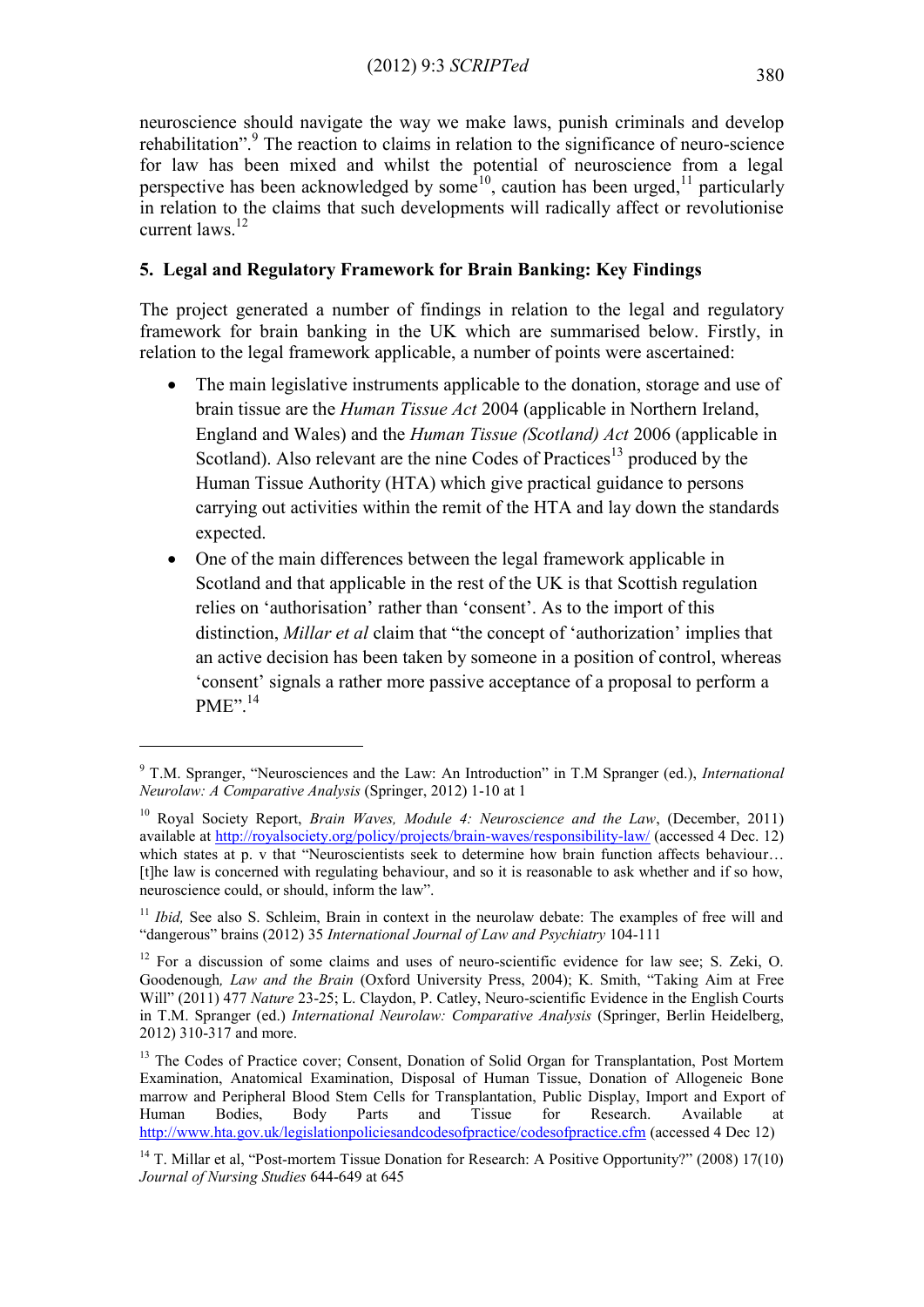neuroscience should navigate the way we make laws, punish criminals and develop rehabilitation".[9] The reaction to claims in relation to the significance of neuro-science for law has been mixed and whilst the potential of neuroscience from a legal perspective has been acknowledged by some[10], caution has been urged,[11] particularly in relation to the claims that such developments will radically affect or revolutionise current laws.[12]

## 5. Legal and Regulatory Framework for Brain Banking: Key Findings

The project generated a number of findings in relation to the legal and regulatory framework for brain banking in the UK which are summarised below. Firstly, in relation to the legal framework applicable, a number of points were ascertained:

- The main legislative instruments applicable to the donation, storage and use of brain tissue are the *Human Tissue Act* 2004 (applicable in Northern Ireland, England and Wales) and the *Human Tissue (Scotland) Act* 2006 (applicable in Scotland). Also relevant are the nine Codes of Practices[13] produced by the Human Tissue Authority (HTA) which give practical guidance to persons carrying out activities within the remit of the HTA and lay down the standards expected.
- One of the main differences between the legal framework applicable in Scotland and that applicable in the rest of the UK is that Scottish regulation relies on 'authorisation' rather than 'consent'. As to the import of this distinction, *Millar et al* claim that "the concept of 'authorization' implies that an active decision has been taken by someone in a position of control, whereas 'consent' signals a rather more passive acceptance of a proposal to perform a PME".[14]

---

[9] T.M. Spranger, "Neurosciences and the Law: An Introduction" in T.M Spranger (ed.), *International Neurolaw: A Comparative Analysis* (Springer, 2012) 1-10 at 1

[10] Royal Society Report, *Brain Waves, Module 4: Neuroscience and the Law*, (December, 2011) available at http://royalsociety.org/policy/projects/brain-waves/responsibility-law/ (accessed 4 Dec. 12) which states at p. v that "Neuroscientists seek to determine how brain function affects behaviour… [t]he law is concerned with regulating behaviour, and so it is reasonable to ask whether and if so how, neuroscience could, or should, inform the law".

[11] *Ibid,* See also S. Schleim, Brain in context in the neurolaw debate: The examples of free will and "dangerous" brains (2012) 35 *International Journal of Law and Psychiatry* 104-111

[12] For a discussion of some claims and uses of neuro-scientific evidence for law see; S. Zeki, O. Goodenough*, Law and the Brain* (Oxford University Press, 2004); K. Smith, "Taking Aim at Free Will" (2011) 477 *Nature* 23-25; L. Claydon, P. Catley, Neuro-scientific Evidence in the English Courts in T.M. Spranger (ed.) *International Neurolaw: Comparative Analysis* (Springer, Berlin Heidelberg, 2012) 310-317 and more.

[13] The Codes of Practice cover; Consent, Donation of Solid Organ for Transplantation, Post Mortem Examination, Anatomical Examination, Disposal of Human Tissue, Donation of Allogeneic Bone marrow and Peripheral Blood Stem Cells for Transplantation, Public Display, Import and Export of Human Bodies, Body Parts and Tissue for Research. Available at http://www.hta.gov.uk/legislationpoliciesandcodesofpractice/codesofpractice.cfm (accessed 4 Dec 12)

[14] T. Millar et al, "Post-mortem Tissue Donation for Research: A Positive Opportunity?" (2008) 17(10) *Journal of Nursing Studies* 644-649 at 645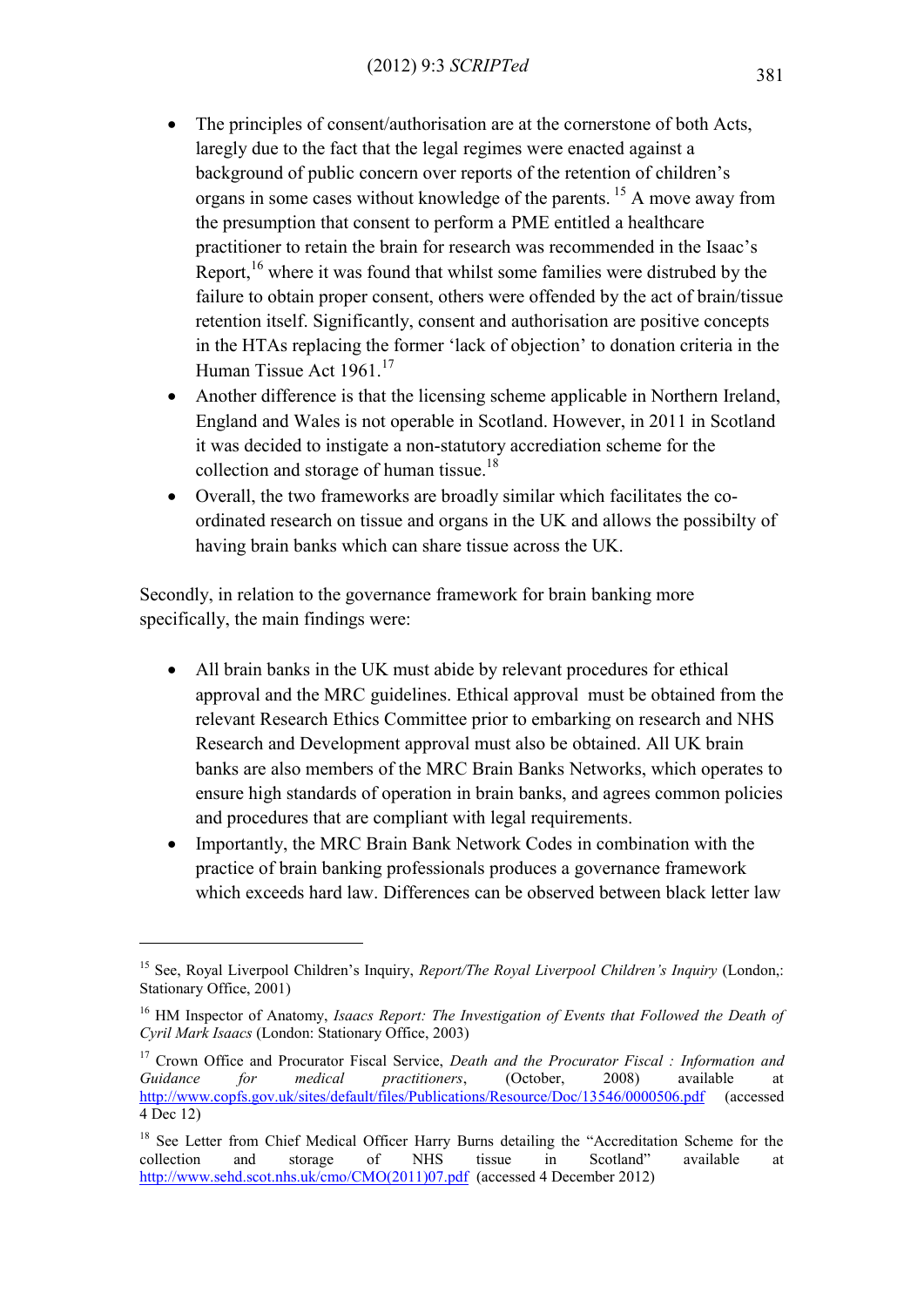- The principles of consent/authorisation are at the cornerstone of both Acts, laregly due to the fact that the legal regimes were enacted against a background of public concern over reports of the retention of children's organs in some cases without knowledge of the parents. [15] A move away from the presumption that consent to perform a PME entitled a healthcare practitioner to retain the brain for research was recommended in the Isaac's Report,[16] where it was found that whilst some families were distrubed by the failure to obtain proper consent, others were offended by the act of brain/tissue retention itself. Significantly, consent and authorisation are positive concepts in the HTAs replacing the former 'lack of objection' to donation criteria in the Human Tissue Act 1961.[17]
- Another difference is that the licensing scheme applicable in Northern Ireland, England and Wales is not operable in Scotland. However, in 2011 in Scotland it was decided to instigate a non-statutory accrediation scheme for the collection and storage of human tissue.[18]
- Overall, the two frameworks are broadly similar which facilitates the co-ordinated research on tissue and organs in the UK and allows the possibilty of having brain banks which can share tissue across the UK.

Secondly, in relation to the governance framework for brain banking more specifically, the main findings were:

- All brain banks in the UK must abide by relevant procedures for ethical approval and the MRC guidelines. Ethical approval must be obtained from the relevant Research Ethics Committee prior to embarking on research and NHS Research and Development approval must also be obtained. All UK brain banks are also members of the MRC Brain Banks Networks, which operates to ensure high standards of operation in brain banks, and agrees common policies and procedures that are compliant with legal requirements.
- Importantly, the MRC Brain Bank Network Codes in combination with the practice of brain banking professionals produces a governance framework which exceeds hard law. Differences can be observed between black letter law

---

[15] See, Royal Liverpool Children's Inquiry, *Report/The Royal Liverpool Children's Inquiry* (London,: Stationary Office, 2001)

[16] HM Inspector of Anatomy, *Isaacs Report: The Investigation of Events that Followed the Death of Cyril Mark Isaacs* (London: Stationary Office, 2003)

[17] Crown Office and Procurator Fiscal Service, *Death and the Procurator Fiscal : Information and Guidance for medical practitioners*, (October, 2008) available at http://www.copfs.gov.uk/sites/default/files/Publications/Resource/Doc/13546/0000506.pdf (accessed 4 Dec 12)

[18] See Letter from Chief Medical Officer Harry Burns detailing the "Accreditation Scheme for the collection and storage of NHS tissue in Scotland" available at http://www.sehd.scot.nhs.uk/cmo/CMO(2011)07.pdf (accessed 4 December 2012)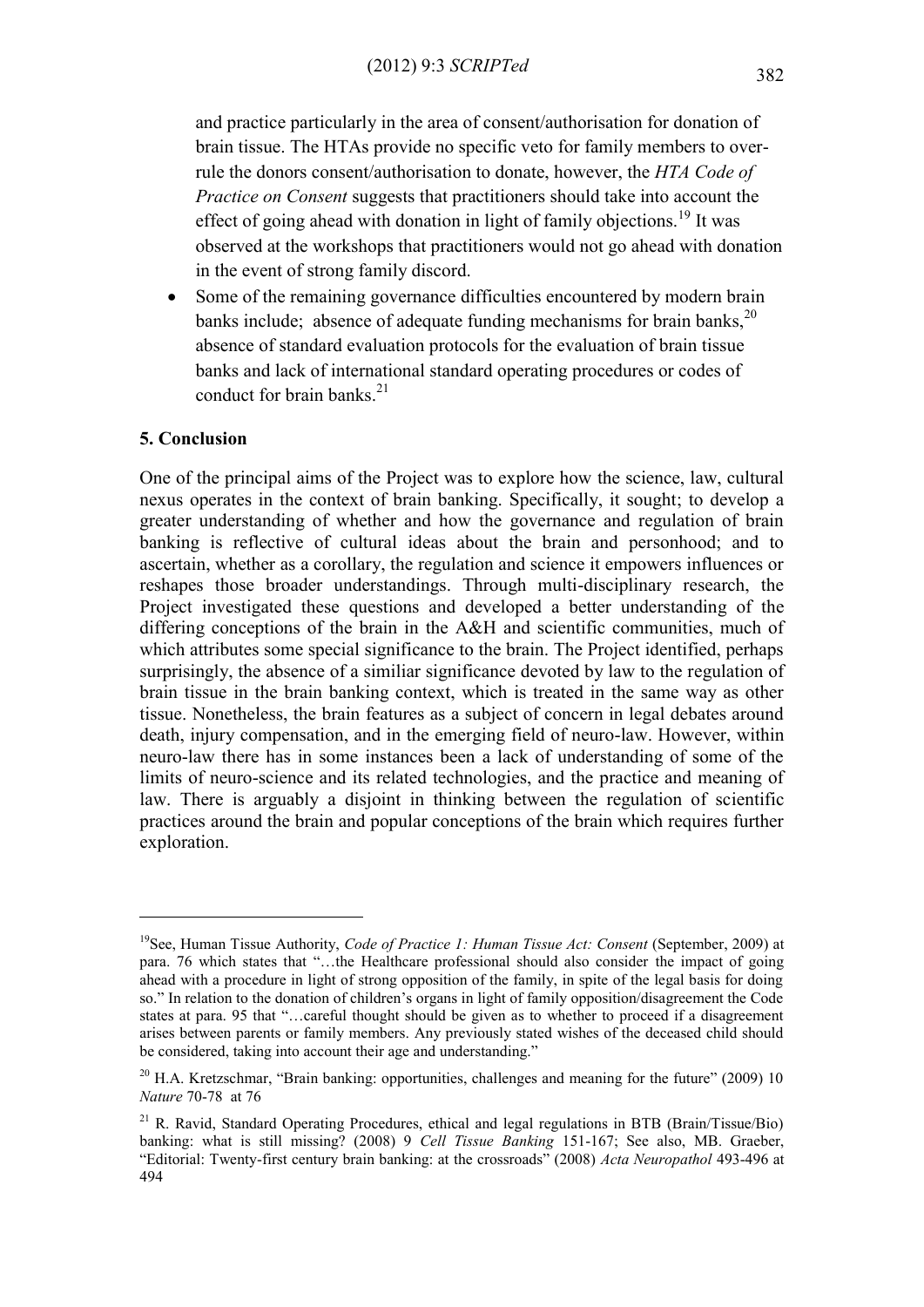and practice particularly in the area of consent/authorisation for donation of brain tissue. The HTAs provide no specific veto for family members to over-rule the donors consent/authorisation to donate, however, the *HTA Code of Practice on Consent* suggests that practitioners should take into account the effect of going ahead with donation in light of family objections.[19] It was observed at the workshops that practitioners would not go ahead with donation in the event of strong family discord.

- Some of the remaining governance difficulties encountered by modern brain banks include; absence of adequate funding mechanisms for brain banks,[20] absence of standard evaluation protocols for the evaluation of brain tissue banks and lack of international standard operating procedures or codes of conduct for brain banks.[21]

## 5. Conclusion

One of the principal aims of the Project was to explore how the science, law, cultural nexus operates in the context of brain banking. Specifically, it sought; to develop a greater understanding of whether and how the governance and regulation of brain banking is reflective of cultural ideas about the brain and personhood; and to ascertain, whether as a corollary, the regulation and science it empowers influences or reshapes those broader understandings. Through multi-disciplinary research, the Project investigated these questions and developed a better understanding of the differing conceptions of the brain in the A&H and scientific communities, much of which attributes some special significance to the brain. The Project identified, perhaps surprisingly, the absence of a similiar significance devoted by law to the regulation of brain tissue in the brain banking context, which is treated in the same way as other tissue. Nonetheless, the brain features as a subject of concern in legal debates around death, injury compensation, and in the emerging field of neuro-law. However, within neuro-law there has in some instances been a lack of understanding of some of the limits of neuro-science and its related technologies, and the practice and meaning of law. There is arguably a disjoint in thinking between the regulation of scientific practices around the brain and popular conceptions of the brain which requires further exploration.

---

[19] See, Human Tissue Authority, *Code of Practice 1: Human Tissue Act: Consent* (September, 2009) at para. 76 which states that "…the Healthcare professional should also consider the impact of going ahead with a procedure in light of strong opposition of the family, in spite of the legal basis for doing so." In relation to the donation of children's organs in light of family opposition/disagreement the Code states at para. 95 that "…careful thought should be given as to whether to proceed if a disagreement arises between parents or family members. Any previously stated wishes of the deceased child should be considered, taking into account their age and understanding."

[20] H.A. Kretzschmar, "Brain banking: opportunities, challenges and meaning for the future" (2009) 10 *Nature* 70-78 at 76

[21] R. Ravid, Standard Operating Procedures, ethical and legal regulations in BTB (Brain/Tissue/Bio) banking: what is still missing? (2008) 9 *Cell Tissue Banking* 151-167; See also, MB. Graeber, "Editorial: Twenty-first century brain banking: at the crossroads" (2008) *Acta Neuropathol* 493-496 at 494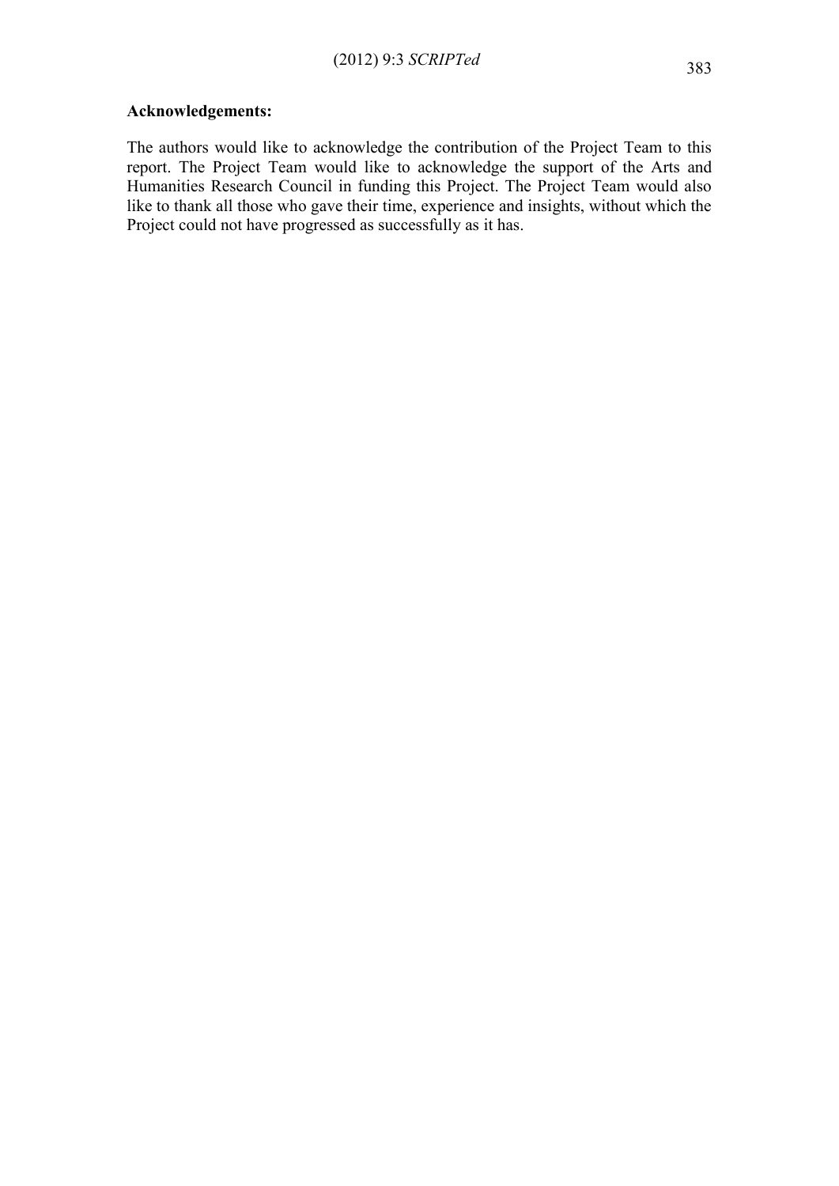**Acknowledgements:**

The authors would like to acknowledge the contribution of the Project Team to this report. The Project Team would like to acknowledge the support of the Arts and Humanities Research Council in funding this Project. The Project Team would also like to thank all those who gave their time, experience and insights, without which the Project could not have progressed as successfully as it has.